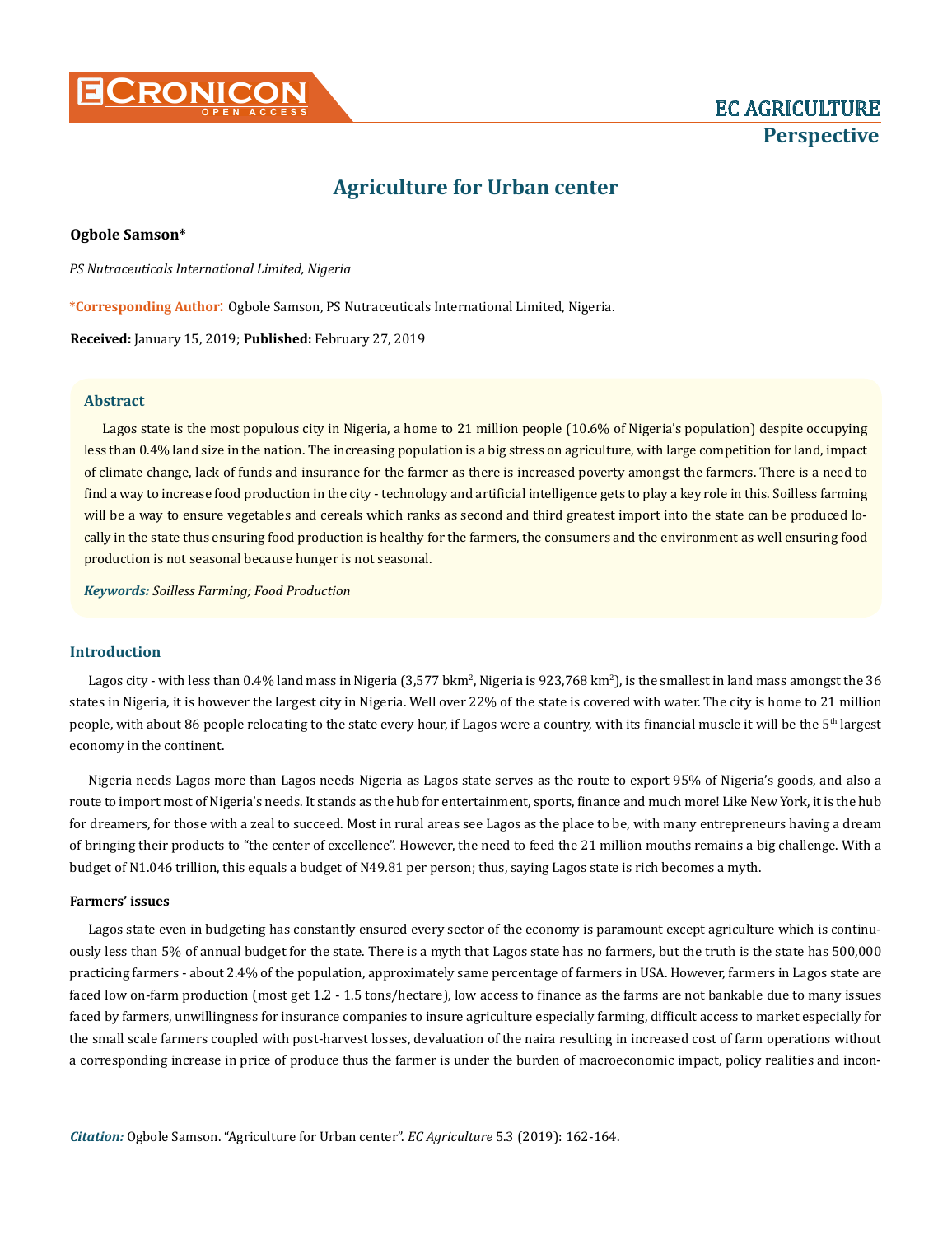# Agriculture for Urban center

**Ogbole Samson***

*PS Nutraceuticals International Limited, Nigeria*

***Corresponding Author**: Ogbole Samson, PS Nutraceuticals International Limited, Nigeria.

**Received:** January 15, 2019; **Published:** February 27, 2019

### Abstract

Lagos state is the most populous city in Nigeria, a home to 21 million people (10.6% of Nigeria's population) despite occupying less than 0.4% land size in the nation. The increasing population is a big stress on agriculture, with large competition for land, impact of climate change, lack of funds and insurance for the farmer as there is increased poverty amongst the farmers. There is a need to find a way to increase food production in the city - technology and artificial intelligence gets to play a key role in this. Soilless farming will be a way to ensure vegetables and cereals which ranks as second and third greatest import into the state can be produced locally in the state thus ensuring food production is healthy for the farmers, the consumers and the environment as well ensuring food production is not seasonal because hunger is not seasonal.

***Keywords:*** *Soilless Farming; Food Production*

## Introduction

Lagos city - with less than 0.4% land mass in Nigeria (3,577 bkm$^2$, Nigeria is 923,768 km$^2$), is the smallest in land mass amongst the 36 states in Nigeria, it is however the largest city in Nigeria. Well over 22% of the state is covered with water. The city is home to 21 million people, with about 86 people relocating to the state every hour, if Lagos were a country, with its financial muscle it will be the 5$^{th}$ largest economy in the continent.

Nigeria needs Lagos more than Lagos needs Nigeria as Lagos state serves as the route to export 95% of Nigeria's goods, and also a route to import most of Nigeria's needs. It stands as the hub for entertainment, sports, finance and much more! Like New York, it is the hub for dreamers, for those with a zeal to succeed. Most in rural areas see Lagos as the place to be, with many entrepreneurs having a dream of bringing their products to "the center of excellence". However, the need to feed the 21 million mouths remains a big challenge. With a budget of N1.046 trillion, this equals a budget of N49.81 per person; thus, saying Lagos state is rich becomes a myth.

### Farmers' issues

Lagos state even in budgeting has constantly ensured every sector of the economy is paramount except agriculture which is continuously less than 5% of annual budget for the state. There is a myth that Lagos state has no farmers, but the truth is the state has 500,000 practicing farmers - about 2.4% of the population, approximately same percentage of farmers in USA. However, farmers in Lagos state are faced low on-farm production (most get 1.2 - 1.5 tons/hectare), low access to finance as the farms are not bankable due to many issues faced by farmers, unwillingness for insurance companies to insure agriculture especially farming, difficult access to market especially for the small scale farmers coupled with post-harvest losses, devaluation of the naira resulting in increased cost of farm operations without a corresponding increase in price of produce thus the farmer is under the burden of macroeconomic impact, policy realities and incon-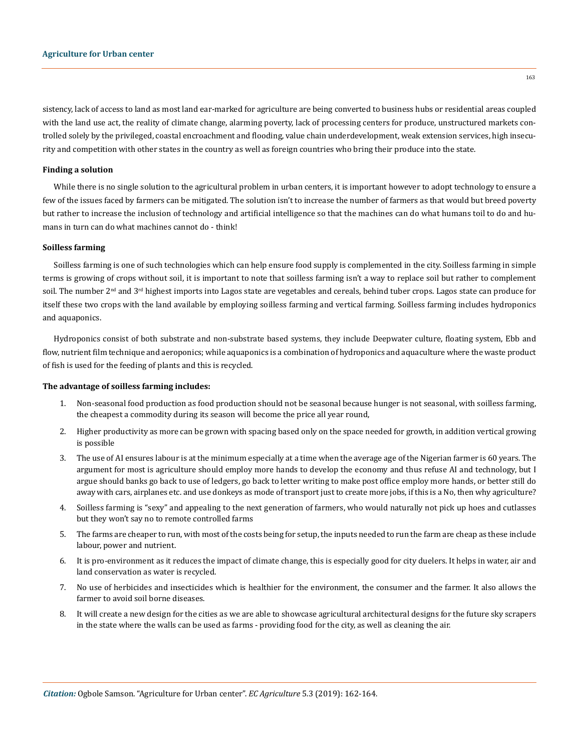sistency, lack of access to land as most land ear-marked for agriculture are being converted to business hubs or residential areas coupled with the land use act, the reality of climate change, alarming poverty, lack of processing centers for produce, unstructured markets controlled solely by the privileged, coastal encroachment and flooding, value chain underdevelopment, weak extension services, high insecurity and competition with other states in the country as well as foreign countries who bring their produce into the state.

### Finding a solution

While there is no single solution to the agricultural problem in urban centers, it is important however to adopt technology to ensure a few of the issues faced by farmers can be mitigated. The solution isn't to increase the number of farmers as that would but breed poverty but rather to increase the inclusion of technology and artificial intelligence so that the machines can do what humans toil to do and humans in turn can do what machines cannot do - think!

### Soilless farming

Soilless farming is one of such technologies which can help ensure food supply is complemented in the city. Soilless farming in simple terms is growing of crops without soil, it is important to note that soilless farming isn't a way to replace soil but rather to complement soil. The number 2nd and 3rd highest imports into Lagos state are vegetables and cereals, behind tuber crops. Lagos state can produce for itself these two crops with the land available by employing soilless farming and vertical farming. Soilless farming includes hydroponics and aquaponics.

Hydroponics consist of both substrate and non-substrate based systems, they include Deepwater culture, floating system, Ebb and flow, nutrient film technique and aeroponics; while aquaponics is a combination of hydroponics and aquaculture where the waste product of fish is used for the feeding of plants and this is recycled.

**The advantage of soilless farming includes:**

1. Non-seasonal food production as food production should not be seasonal because hunger is not seasonal, with soilless farming, the cheapest a commodity during its season will become the price all year round,
2. Higher productivity as more can be grown with spacing based only on the space needed for growth, in addition vertical growing is possible
3. The use of AI ensures labour is at the minimum especially at a time when the average age of the Nigerian farmer is 60 years. The argument for most is agriculture should employ more hands to develop the economy and thus refuse AI and technology, but I argue should banks go back to use of ledgers, go back to letter writing to make post office employ more hands, or better still do away with cars, airplanes etc. and use donkeys as mode of transport just to create more jobs, if this is a No, then why agriculture?
4. Soilless farming is "sexy" and appealing to the next generation of farmers, who would naturally not pick up hoes and cutlasses but they won't say no to remote controlled farms
5. The farms are cheaper to run, with most of the costs being for setup, the inputs needed to run the farm are cheap as these include labour, power and nutrient.
6. It is pro-environment as it reduces the impact of climate change, this is especially good for city duelers. It helps in water, air and land conservation as water is recycled.
7. No use of herbicides and insecticides which is healthier for the environment, the consumer and the farmer. It also allows the farmer to avoid soil borne diseases.
8. It will create a new design for the cities as we are able to showcase agricultural architectural designs for the future sky scrapers in the state where the walls can be used as farms - providing food for the city, as well as cleaning the air.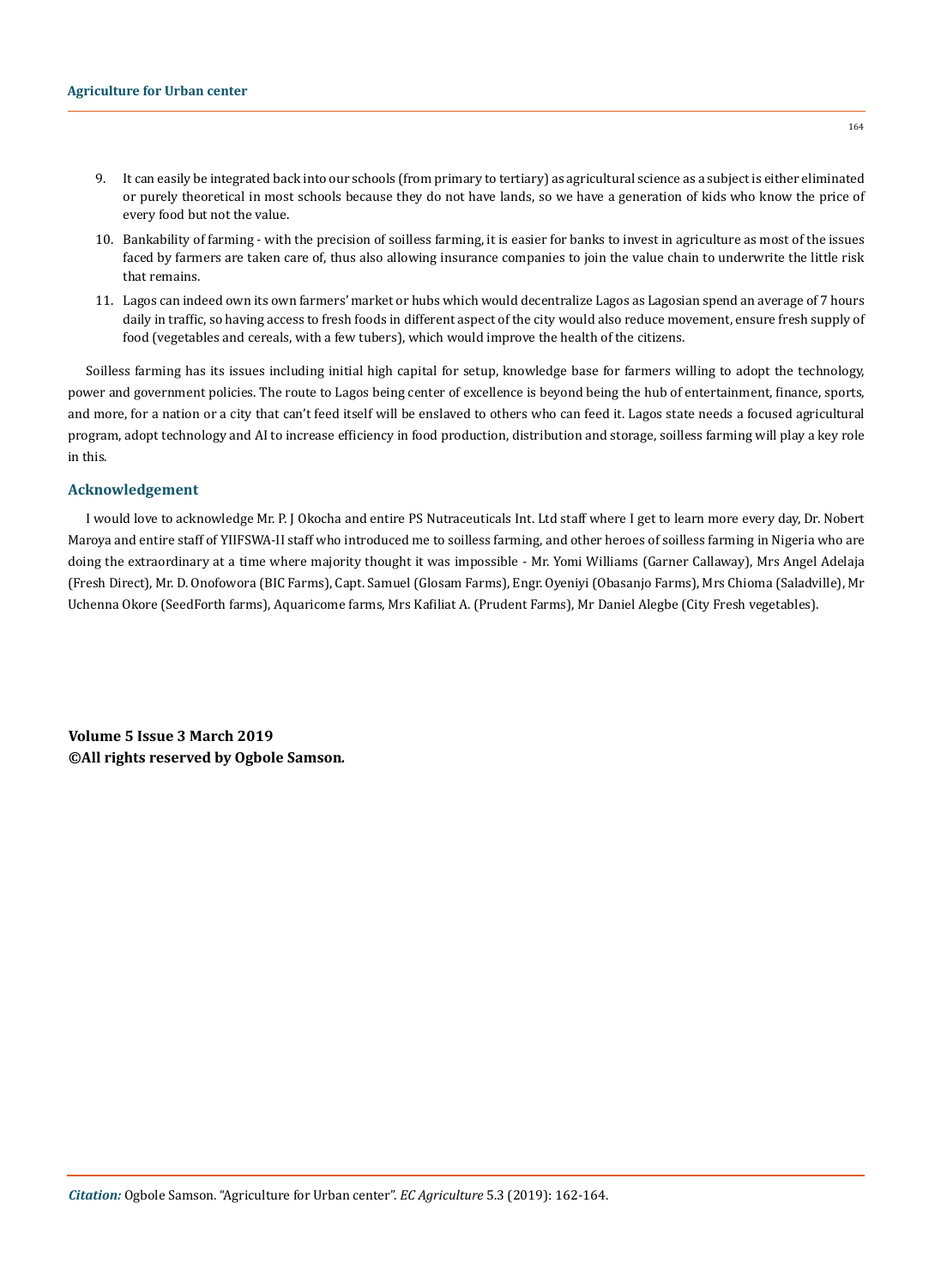9. It can easily be integrated back into our schools (from primary to tertiary) as agricultural science as a subject is either eliminated or purely theoretical in most schools because they do not have lands, so we have a generation of kids who know the price of every food but not the value.
10. Bankability of farming - with the precision of soilless farming, it is easier for banks to invest in agriculture as most of the issues faced by farmers are taken care of, thus also allowing insurance companies to join the value chain to underwrite the little risk that remains.
11. Lagos can indeed own its own farmers' market or hubs which would decentralize Lagos as Lagosian spend an average of 7 hours daily in traffic, so having access to fresh foods in different aspect of the city would also reduce movement, ensure fresh supply of food (vegetables and cereals, with a few tubers), which would improve the health of the citizens.

Soilless farming has its issues including initial high capital for setup, knowledge base for farmers willing to adopt the technology, power and government policies. The route to Lagos being center of excellence is beyond being the hub of entertainment, finance, sports, and more, for a nation or a city that can't feed itself will be enslaved to others who can feed it. Lagos state needs a focused agricultural program, adopt technology and AI to increase efficiency in food production, distribution and storage, soilless farming will play a key role in this.

## Acknowledgement

I would love to acknowledge Mr. P. J Okocha and entire PS Nutraceuticals Int. Ltd staff where I get to learn more every day, Dr. Nobert Maroya and entire staff of YIIFSWA-II staff who introduced me to soilless farming, and other heroes of soilless farming in Nigeria who are doing the extraordinary at a time where majority thought it was impossible - Mr. Yomi Williams (Garner Callaway), Mrs Angel Adelaja (Fresh Direct), Mr. D. Onofowora (BIC Farms), Capt. Samuel (Glosam Farms), Engr. Oyeniyi (Obasanjo Farms), Mrs Chioma (Saladville), Mr Uchenna Okore (SeedForth farms), Aquaricome farms, Mrs Kafiliat A. (Prudent Farms), Mr Daniel Alegbe (City Fresh vegetables).

**Volume 5 Issue 3 March 2019**
**©All rights reserved by Ogbole Samson.**